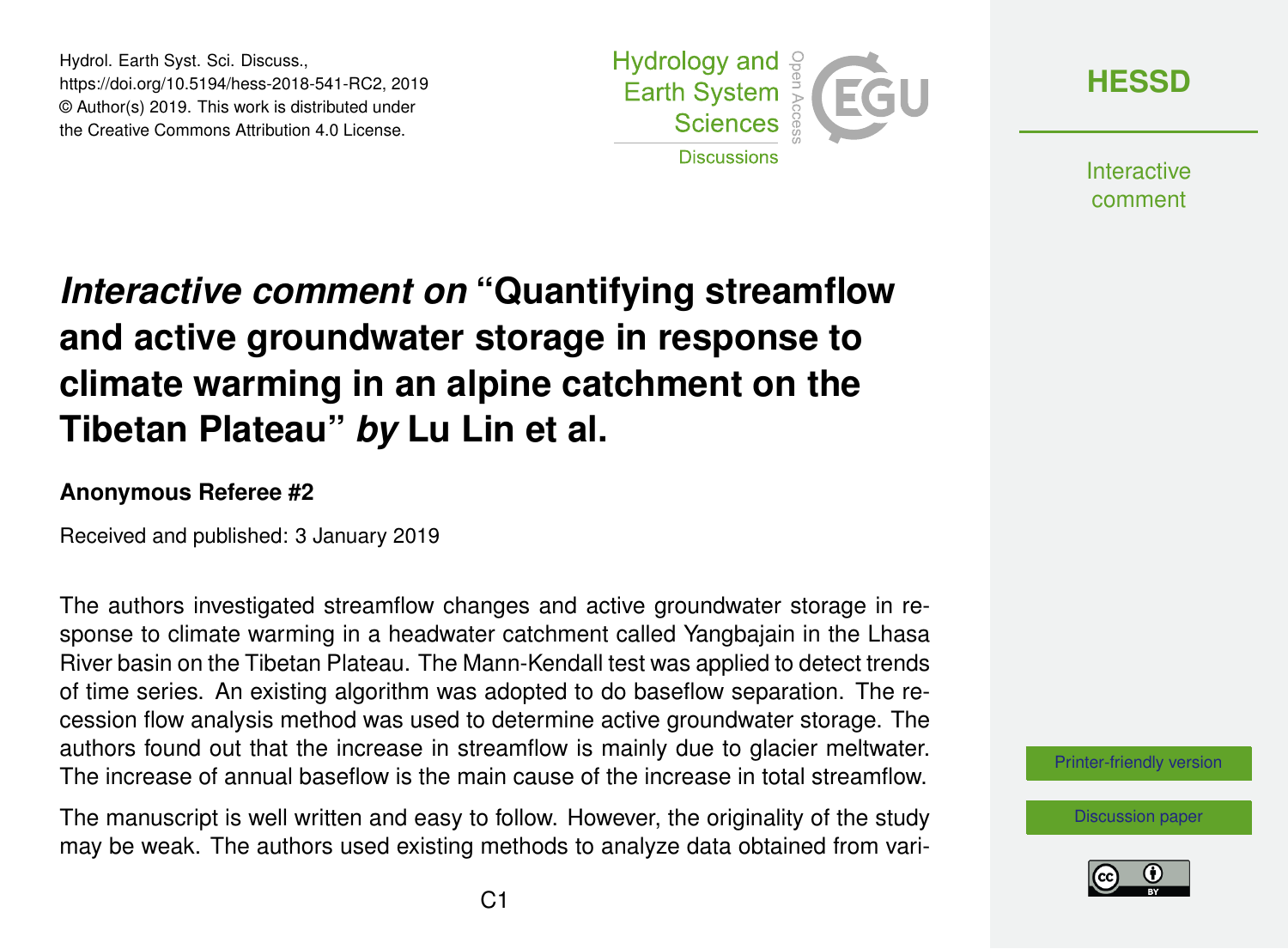# *Interactive comment on* "Quantifying streamflow and active groundwater storage in response to climate warming in an alpine catchment on the Tibetan Plateau" *by* Lu Lin et al.

**Anonymous Referee #2**

Received and published: 3 January 2019

The authors investigated streamflow changes and active groundwater storage in response to climate warming in a headwater catchment called Yangbajain in the Lhasa River basin on the Tibetan Plateau. The Mann-Kendall test was applied to detect trends of time series. An existing algorithm was adopted to do baseflow separation. The recession flow analysis method was used to determine active groundwater storage. The authors found out that the increase in streamflow is mainly due to glacier meltwater. The increase of annual baseflow is the main cause of the increase in total streamflow.

The manuscript is well written and easy to follow. However, the originality of the study may be weak. The authors used existing methods to analyze data obtained from vari-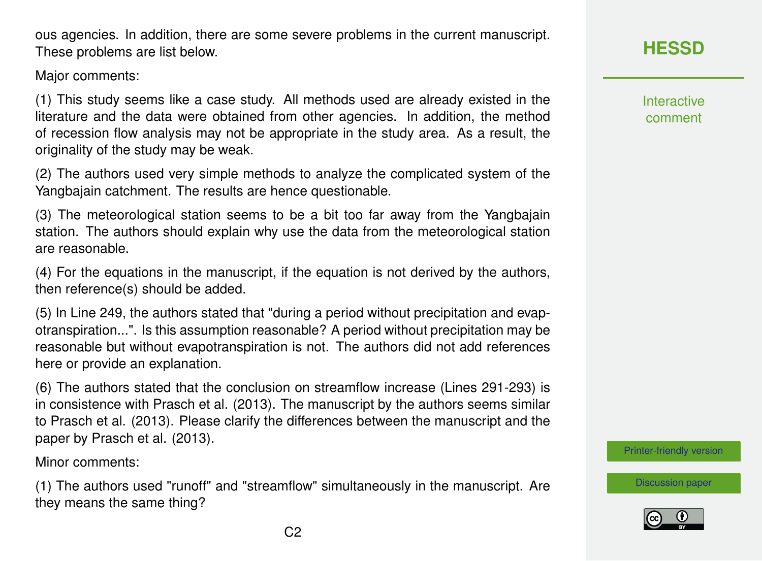ous agencies. In addition, there are some severe problems in the current manuscript. These problems are list below.

Major comments:

(1) This study seems like a case study. All methods used are already existed in the literature and the data were obtained from other agencies. In addition, the method of recession flow analysis may not be appropriate in the study area. As a result, the originality of the study may be weak.

(2) The authors used very simple methods to analyze the complicated system of the Yangbajain catchment. The results are hence questionable.

(3) The meteorological station seems to be a bit too far away from the Yangbajain station. The authors should explain why use the data from the meteorological station are reasonable.

(4) For the equations in the manuscript, if the equation is not derived by the authors, then reference(s) should be added.

(5) In Line 249, the authors stated that "during a period without precipitation and evapotranspiration...". Is this assumption reasonable? A period without precipitation may be reasonable but without evapotranspiration is not. The authors did not add references here or provide an explanation.

(6) The authors stated that the conclusion on streamflow increase (Lines 291-293) is in consistence with Prasch et al. (2013). The manuscript by the authors seems similar to Prasch et al. (2013). Please clarify the differences between the manuscript and the paper by Prasch et al. (2013).

Minor comments:

(1) The authors used "runoff" and "streamflow" simultaneously in the manuscript. Are they means the same thing?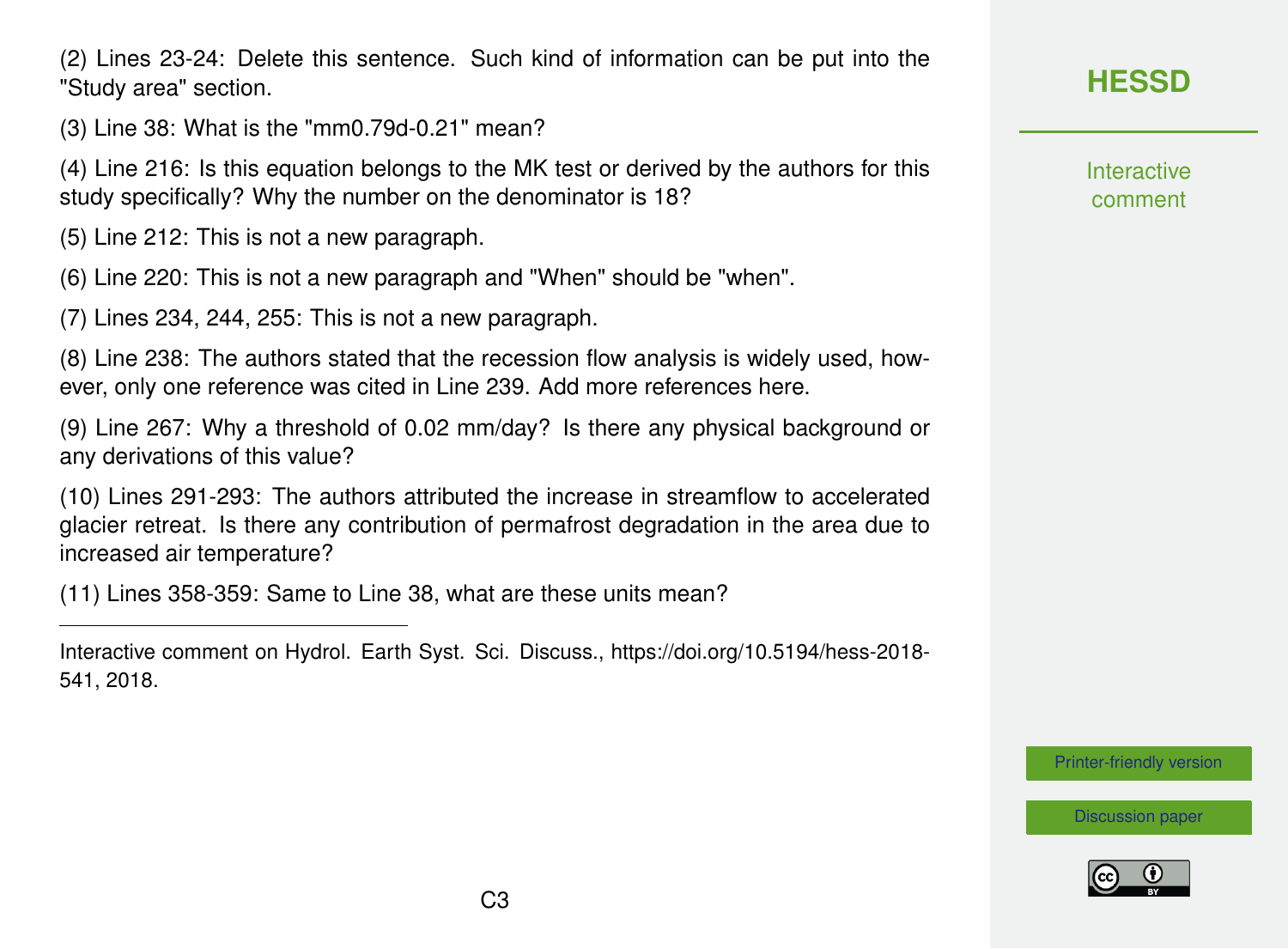(2) Lines 23-24: Delete this sentence. Such kind of information can be put into the "Study area" section.

(3) Line 38: What is the "mm0.79d-0.21" mean?

(4) Line 216: Is this equation belongs to the MK test or derived by the authors for this study specifically? Why the number on the denominator is 18?

(5) Line 212: This is not a new paragraph.

(6) Line 220: This is not a new paragraph and "When" should be "when".

(7) Lines 234, 244, 255: This is not a new paragraph.

(8) Line 238: The authors stated that the recession flow analysis is widely used, however, only one reference was cited in Line 239. Add more references here.

(9) Line 267: Why a threshold of 0.02 mm/day? Is there any physical background or any derivations of this value?

(10) Lines 291-293: The authors attributed the increase in streamflow to accelerated glacier retreat. Is there any contribution of permafrost degradation in the area due to increased air temperature?

(11) Lines 358-359: Same to Line 38, what are these units mean?

---

Interactive comment on Hydrol. Earth Syst. Sci. Discuss., https://doi.org/10.5194/hess-2018-541, 2018.